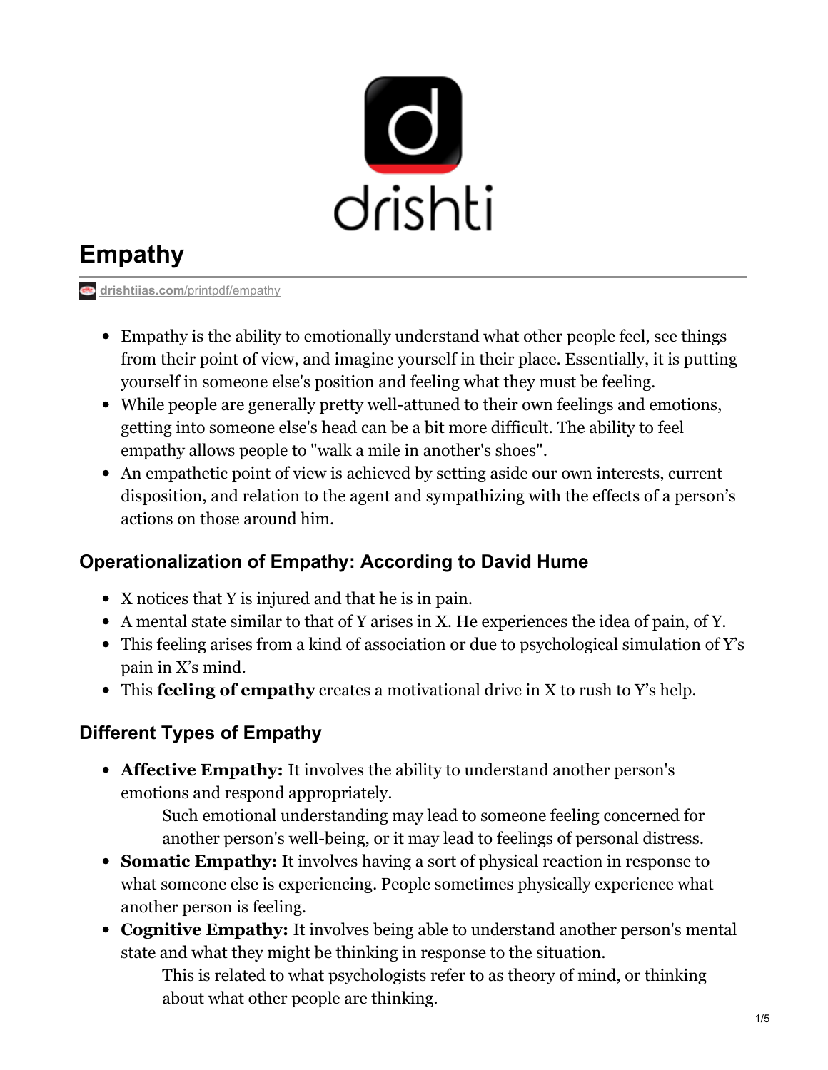# Empathy

drishtiias.com/printpdf/empathy

- Empathy is the ability to emotionally understand what other people feel, see things from their point of view, and imagine yourself in their place. Essentially, it is putting yourself in someone else's position and feeling what they must be feeling.
- While people are generally pretty well-attuned to their own feelings and emotions, getting into someone else's head can be a bit more difficult. The ability to feel empathy allows people to "walk a mile in another's shoes".
- An empathetic point of view is achieved by setting aside our own interests, current disposition, and relation to the agent and sympathizing with the effects of a person's actions on those around him.

## Operationalization of Empathy: According to David Hume

- X notices that Y is injured and that he is in pain.
- A mental state similar to that of Y arises in X. He experiences the idea of pain, of Y.
- This feeling arises from a kind of association or due to psychological simulation of Y's pain in X's mind.
- This **feeling of empathy** creates a motivational drive in X to rush to Y's help.

## Different Types of Empathy

- **Affective Empathy:** It involves the ability to understand another person's emotions and respond appropriately.
  - Such emotional understanding may lead to someone feeling concerned for another person's well-being, or it may lead to feelings of personal distress.
- **Somatic Empathy:** It involves having a sort of physical reaction in response to what someone else is experiencing. People sometimes physically experience what another person is feeling.
- **Cognitive Empathy:** It involves being able to understand another person's mental state and what they might be thinking in response to the situation.
  - This is related to what psychologists refer to as theory of mind, or thinking about what other people are thinking.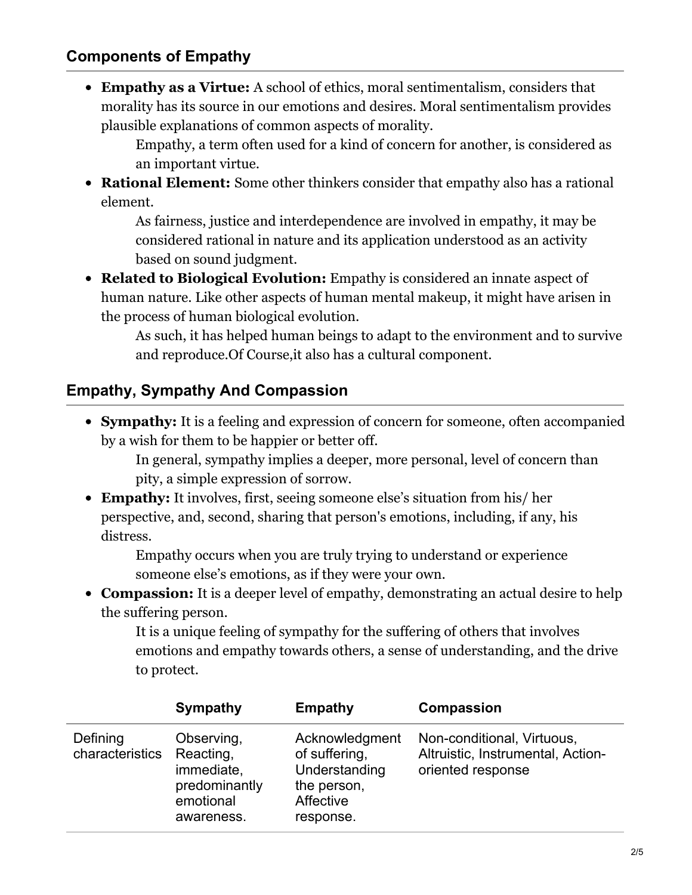## Components of Empathy

- **Empathy as a Virtue:** A school of ethics, moral sentimentalism, considers that morality has its source in our emotions and desires. Moral sentimentalism provides plausible explanations of common aspects of morality.
  - Empathy, a term often used for a kind of concern for another, is considered as an important virtue.
- **Rational Element:** Some other thinkers consider that empathy also has a rational element.
  - As fairness, justice and interdependence are involved in empathy, it may be considered rational in nature and its application understood as an activity based on sound judgment.
- **Related to Biological Evolution:** Empathy is considered an innate aspect of human nature. Like other aspects of human mental makeup, it might have arisen in the process of human biological evolution.
  - As such, it has helped human beings to adapt to the environment and to survive and reproduce.Of Course,it also has a cultural component.

## Empathy, Sympathy And Compassion

- **Sympathy:** It is a feeling and expression of concern for someone, often accompanied by a wish for them to be happier or better off.
  - In general, sympathy implies a deeper, more personal, level of concern than pity, a simple expression of sorrow.
- **Empathy:** It involves, first, seeing someone else's situation from his/ her perspective, and, second, sharing that person's emotions, including, if any, his distress.
  - Empathy occurs when you are truly trying to understand or experience someone else's emotions, as if they were your own.
- **Compassion:** It is a deeper level of empathy, demonstrating an actual desire to help the suffering person.
  - It is a unique feeling of sympathy for the suffering of others that involves emotions and empathy towards others, a sense of understanding, and the drive to protect.

| | Sympathy | Empathy | Compassion |
|---|---|---|---|
| Defining characteristics | Observing, Reacting, immediate, predominantly emotional awareness. | Acknowledgment of suffering, Understanding the person, Affective response. | Non-conditional, Virtuous, Altruistic, Instrumental, Action-oriented response |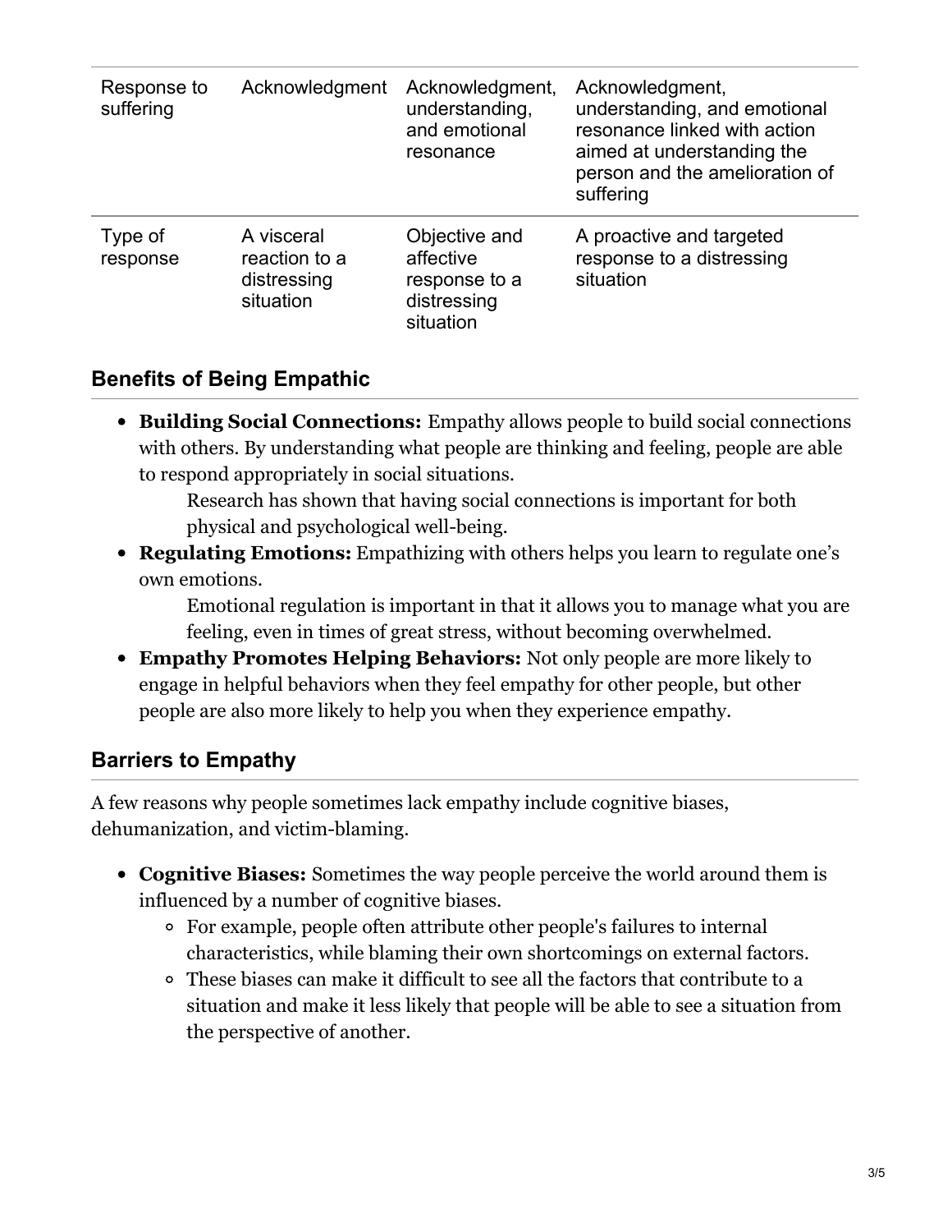| Response to suffering | Acknowledgment | Acknowledgment, understanding, and emotional resonance | Acknowledgment, understanding, and emotional resonance linked with action aimed at understanding the person and the amelioration of suffering |
|---|---|---|---|
| Type of response | A visceral reaction to a distressing situation | Objective and affective response to a distressing situation | A proactive and targeted response to a distressing situation |

## Benefits of Being Empathic

- **Building Social Connections:** Empathy allows people to build social connections with others. By understanding what people are thinking and feeling, people are able to respond appropriately in social situations.

  Research has shown that having social connections is important for both physical and psychological well-being.
- **Regulating Emotions:** Empathizing with others helps you learn to regulate one's own emotions.

  Emotional regulation is important in that it allows you to manage what you are feeling, even in times of great stress, without becoming overwhelmed.
- **Empathy Promotes Helping Behaviors:** Not only people are more likely to engage in helpful behaviors when they feel empathy for other people, but other people are also more likely to help you when they experience empathy.

## Barriers to Empathy

A few reasons why people sometimes lack empathy include cognitive biases, dehumanization, and victim-blaming.

- **Cognitive Biases:** Sometimes the way people perceive the world around them is influenced by a number of cognitive biases.
  - For example, people often attribute other people's failures to internal characteristics, while blaming their own shortcomings on external factors.
  - These biases can make it difficult to see all the factors that contribute to a situation and make it less likely that people will be able to see a situation from the perspective of another.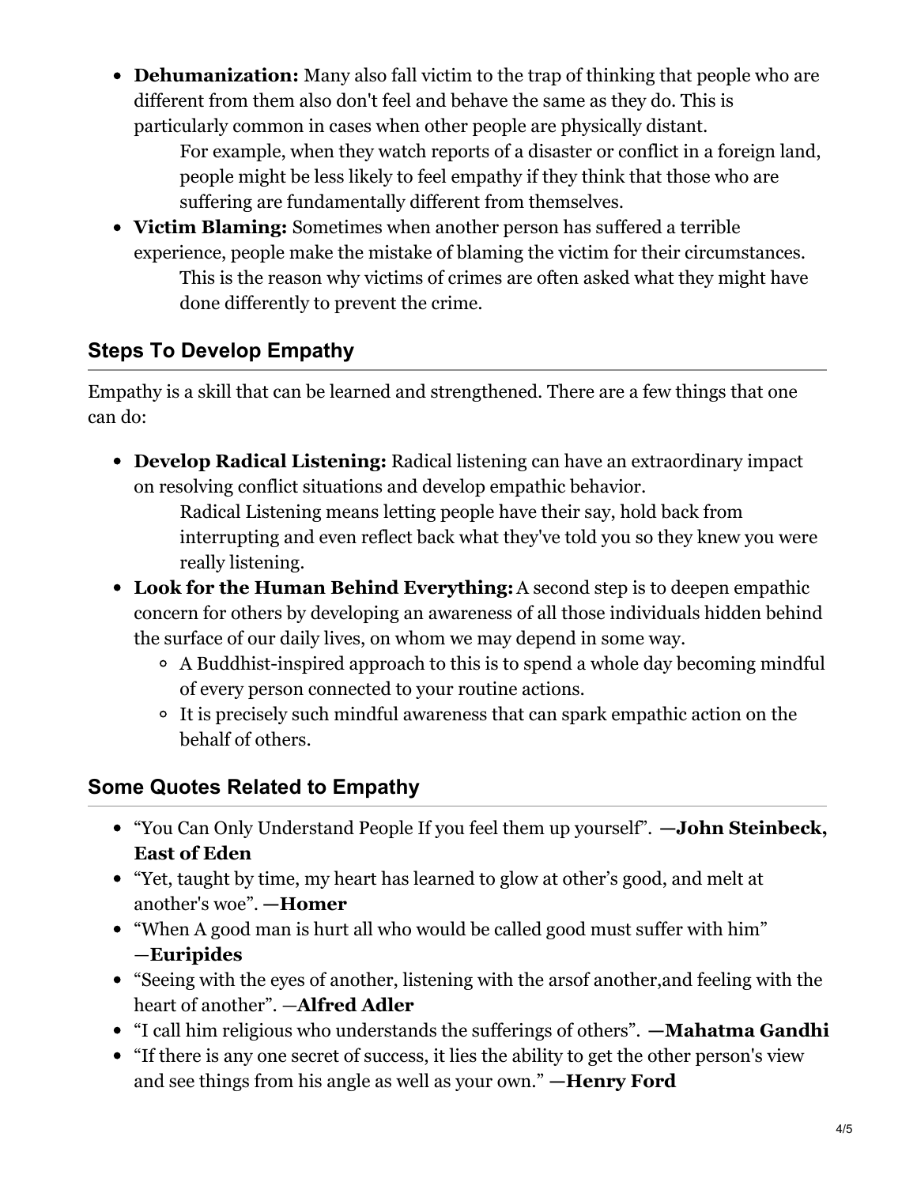- **Dehumanization:** Many also fall victim to the trap of thinking that people who are different from them also don't feel and behave the same as they do. This is particularly common in cases when other people are physically distant.
  For example, when they watch reports of a disaster or conflict in a foreign land, people might be less likely to feel empathy if they think that those who are suffering are fundamentally different from themselves.
- **Victim Blaming:** Sometimes when another person has suffered a terrible experience, people make the mistake of blaming the victim for their circumstances.
  This is the reason why victims of crimes are often asked what they might have done differently to prevent the crime.

## Steps To Develop Empathy

Empathy is a skill that can be learned and strengthened. There are a few things that one can do:

- **Develop Radical Listening:** Radical listening can have an extraordinary impact on resolving conflict situations and develop empathic behavior.
  Radical Listening means letting people have their say, hold back from interrupting and even reflect back what they've told you so they knew you were really listening.
- **Look for the Human Behind Everything:** A second step is to deepen empathic concern for others by developing an awareness of all those individuals hidden behind the surface of our daily lives, on whom we may depend in some way.
  - A Buddhist-inspired approach to this is to spend a whole day becoming mindful of every person connected to your routine actions.
  - It is precisely such mindful awareness that can spark empathic action on the behalf of others.

## Some Quotes Related to Empathy

- "You Can Only Understand People If you feel them up yourself". **—John Steinbeck, East of Eden**
- "Yet, taught by time, my heart has learned to glow at other's good, and melt at another's woe". **—Homer**
- "When A good man is hurt all who would be called good must suffer with him" —**Euripides**
- "Seeing with the eyes of another, listening with the arsof another,and feeling with the heart of another". —**Alfred Adler**
- "I call him religious who understands the sufferings of others". **—Mahatma Gandhi**
- "If there is any one secret of success, it lies the ability to get the other person's view and see things from his angle as well as your own." **—Henry Ford**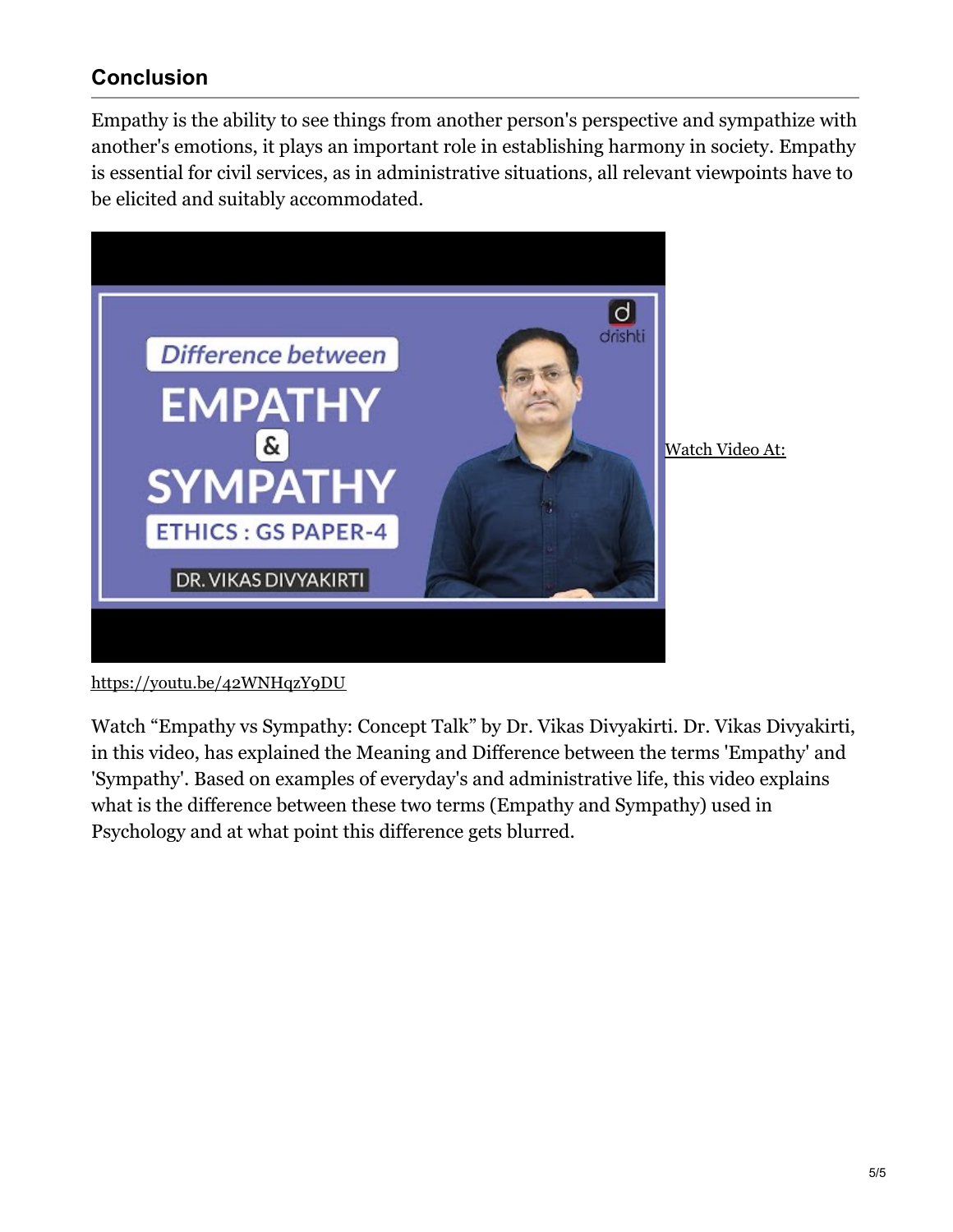## Conclusion

Empathy is the ability to see things from another person's perspective and sympathize with another's emotions, it plays an important role in establishing harmony in society. Empathy is essential for civil services, as in administrative situations, all relevant viewpoints have to be elicited and suitably accommodated.

Watch Video At:

https://youtu.be/42WNHqzY9DU

Watch “Empathy vs Sympathy: Concept Talk” by Dr. Vikas Divyakirti. Dr. Vikas Divyakirti, in this video, has explained the Meaning and Difference between the terms 'Empathy' and 'Sympathy'. Based on examples of everyday's and administrative life, this video explains what is the difference between these two terms (Empathy and Sympathy) used in Psychology and at what point this difference gets blurred.